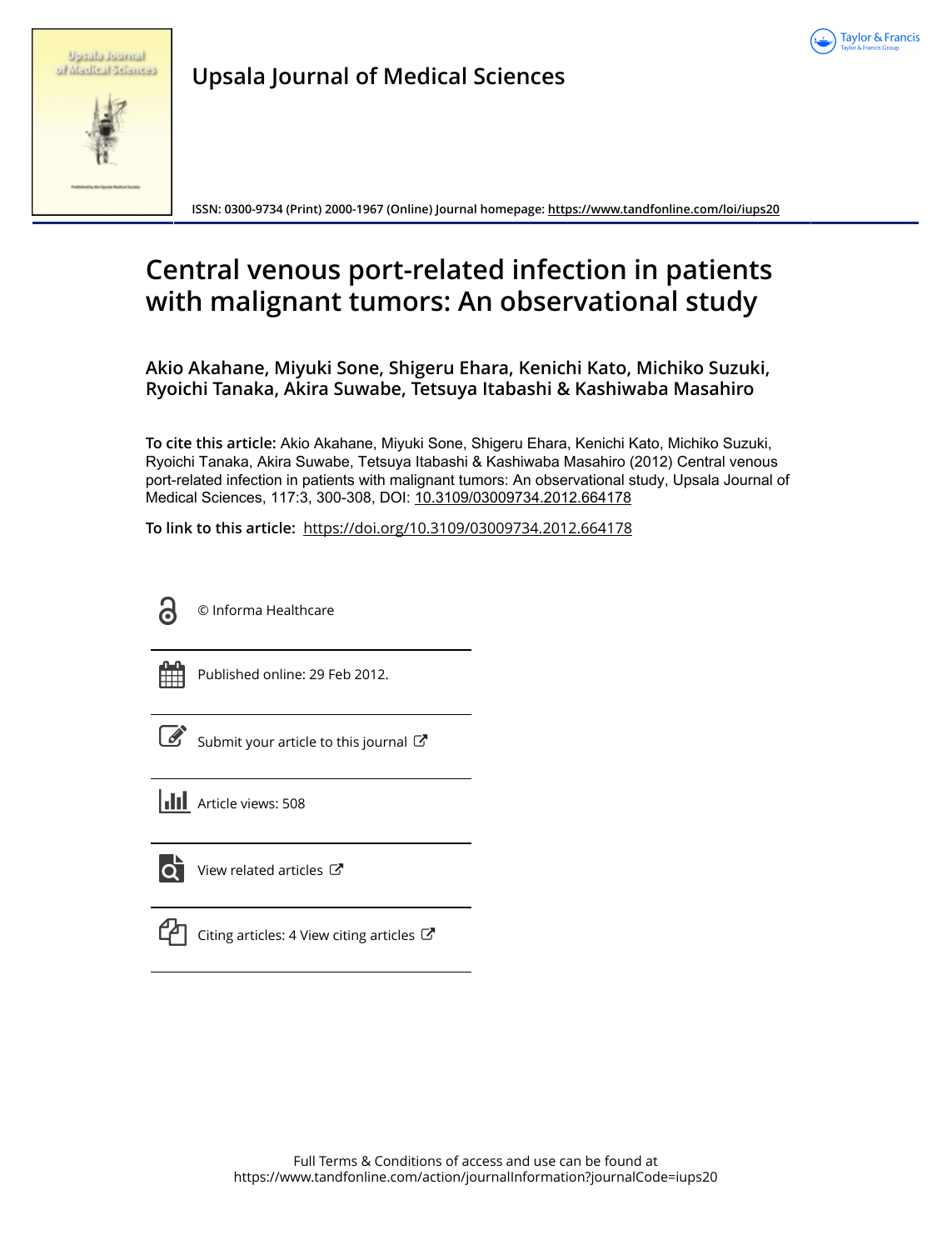Upsala Journal of Medical Sciences

ISSN: 0300-9734 (Print) 2000-1967 (Online) Journal homepage: https://www.tandfonline.com/loi/iups20

# Central venous port-related infection in patients with malignant tumors: An observational study

**Akio Akahane, Miyuki Sone, Shigeru Ehara, Kenichi Kato, Michiko Suzuki, Ryoichi Tanaka, Akira Suwabe, Tetsuya Itabashi & Kashiwaba Masahiro**

**To cite this article:** Akio Akahane, Miyuki Sone, Shigeru Ehara, Kenichi Kato, Michiko Suzuki, Ryoichi Tanaka, Akira Suwabe, Tetsuya Itabashi & Kashiwaba Masahiro (2012) Central venous port-related infection in patients with malignant tumors: An observational study, Upsala Journal of Medical Sciences, 117:3, 300-308, DOI: 10.3109/03009734.2012.664178

**To link to this article:** https://doi.org/10.3109/03009734.2012.664178

© Informa Healthcare

Published online: 29 Feb 2012.

Submit your article to this journal

Article views: 508

View related articles

Citing articles: 4 View citing articles

Full Terms & Conditions of access and use can be found at
https://www.tandfonline.com/action/journalInformation?journalCode=iups20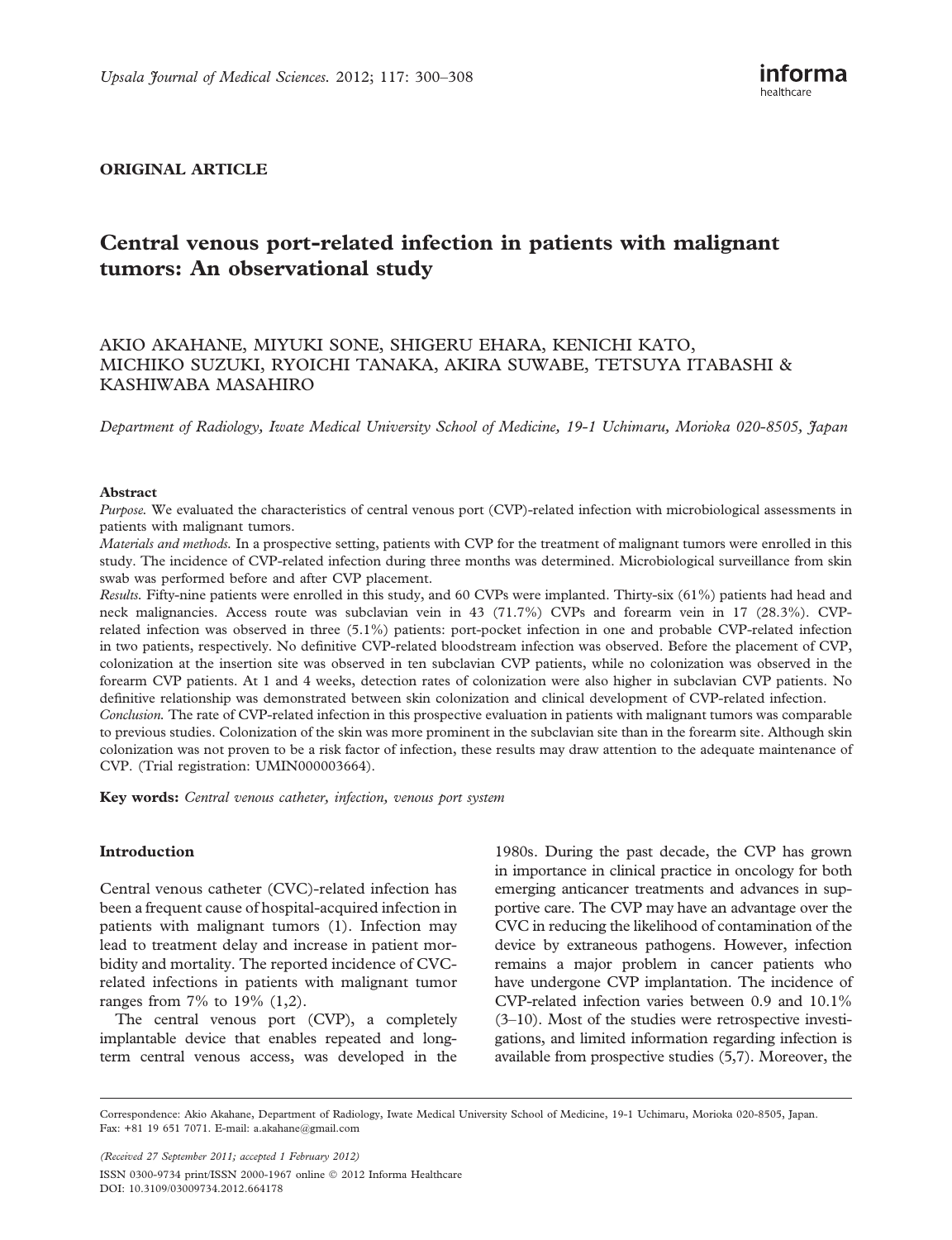ORIGINAL ARTICLE

# Central venous port-related infection in patients with malignant tumors: An observational study

AKIO AKAHANE, MIYUKI SONE, SHIGERU EHARA, KENICHI KATO, MICHIKO SUZUKI, RYOICHI TANAKA, AKIRA SUWABE, TETSUYA ITABASHI & KASHIWABA MASAHIRO

*Department of Radiology, Iwate Medical University School of Medicine, 19-1 Uchimaru, Morioka 020-8505, Japan*

## Abstract

*Purpose.* We evaluated the characteristics of central venous port (CVP)-related infection with microbiological assessments in patients with malignant tumors.

*Materials and methods.* In a prospective setting, patients with CVP for the treatment of malignant tumors were enrolled in this study. The incidence of CVP-related infection during three months was determined. Microbiological surveillance from skin swab was performed before and after CVP placement.

*Results.* Fifty-nine patients were enrolled in this study, and 60 CVPs were implanted. Thirty-six (61%) patients had head and neck malignancies. Access route was subclavian vein in 43 (71.7%) CVPs and forearm vein in 17 (28.3%). CVP-related infection was observed in three (5.1%) patients: port-pocket infection in one and probable CVP-related infection in two patients, respectively. No definitive CVP-related bloodstream infection was observed. Before the placement of CVP, colonization at the insertion site was observed in ten subclavian CVP patients, while no colonization was observed in the forearm CVP patients. At 1 and 4 weeks, detection rates of colonization were also higher in subclavian CVP patients. No definitive relationship was demonstrated between skin colonization and clinical development of CVP-related infection.

*Conclusion.* The rate of CVP-related infection in this prospective evaluation in patients with malignant tumors was comparable to previous studies. Colonization of the skin was more prominent in the subclavian site than in the forearm site. Although skin colonization was not proven to be a risk factor of infection, these results may draw attention to the adequate maintenance of CVP. (Trial registration: UMIN000003664).

**Key words:** *Central venous catheter, infection, venous port system*

## Introduction

Central venous catheter (CVC)-related infection has been a frequent cause of hospital-acquired infection in patients with malignant tumors (1). Infection may lead to treatment delay and increase in patient morbidity and mortality. The reported incidence of CVC-related infections in patients with malignant tumor ranges from 7% to 19% (1,2).

The central venous port (CVP), a completely implantable device that enables repeated and long-term central venous access, was developed in the 1980s. During the past decade, the CVP has grown in importance in clinical practice in oncology for both emerging anticancer treatments and advances in supportive care. The CVP may have an advantage over the CVC in reducing the likelihood of contamination of the device by extraneous pathogens. However, infection remains a major problem in cancer patients who have undergone CVP implantation. The incidence of CVP-related infection varies between 0.9 and 10.1% (3–10). Most of the studies were retrospective investigations, and limited information regarding infection is available from prospective studies (5,7). Moreover, the

Correspondence: Akio Akahane, Department of Radiology, Iwate Medical University School of Medicine, 19-1 Uchimaru, Morioka 020-8505, Japan. Fax: +81 19 651 7071. E-mail: a.akahane@gmail.com

*(Received 27 September 2011; accepted 1 February 2012)*

ISSN 0300-9734 print/ISSN 2000-1967 online © 2012 Informa Healthcare
DOI: 10.3109/03009734.2012.664178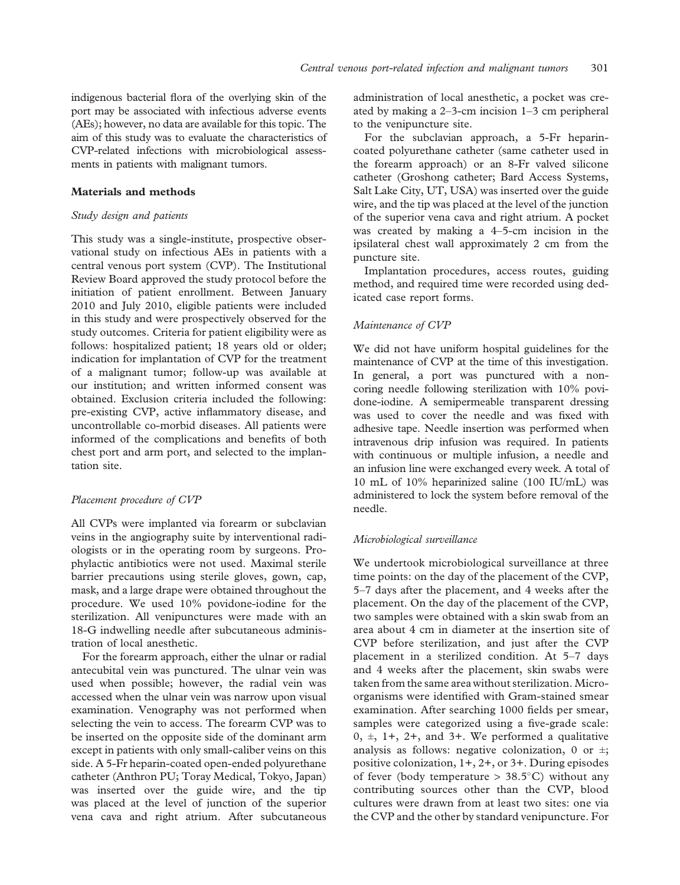indigenous bacterial flora of the overlying skin of the port may be associated with infectious adverse events (AEs); however, no data are available for this topic. The aim of this study was to evaluate the characteristics of CVP-related infections with microbiological assessments in patients with malignant tumors.

## Materials and methods

### *Study design and patients*

This study was a single-institute, prospective observational study on infectious AEs in patients with a central venous port system (CVP). The Institutional Review Board approved the study protocol before the initiation of patient enrollment. Between January 2010 and July 2010, eligible patients were included in this study and were prospectively observed for the study outcomes. Criteria for patient eligibility were as follows: hospitalized patient; 18 years old or older; indication for implantation of CVP for the treatment of a malignant tumor; follow-up was available at our institution; and written informed consent was obtained. Exclusion criteria included the following: pre-existing CVP, active inflammatory disease, and uncontrollable co-morbid diseases. All patients were informed of the complications and benefits of both chest port and arm port, and selected to the implantation site.

### *Placement procedure of CVP*

All CVPs were implanted via forearm or subclavian veins in the angiography suite by interventional radiologists or in the operating room by surgeons. Prophylactic antibiotics were not used. Maximal sterile barrier precautions using sterile gloves, gown, cap, mask, and a large drape were obtained throughout the procedure. We used 10% povidone-iodine for the sterilization. All venipunctures were made with an 18-G indwelling needle after subcutaneous administration of local anesthetic.

For the forearm approach, either the ulnar or radial antecubital vein was punctured. The ulnar vein was used when possible; however, the radial vein was accessed when the ulnar vein was narrow upon visual examination. Venography was not performed when selecting the vein to access. The forearm CVP was to be inserted on the opposite side of the dominant arm except in patients with only small-caliber veins on this side. A 5-Fr heparin-coated open-ended polyurethane catheter (Anthron PU; Toray Medical, Tokyo, Japan) was inserted over the guide wire, and the tip was placed at the level of junction of the superior vena cava and right atrium. After subcutaneous administration of local anesthetic, a pocket was created by making a 2–3-cm incision 1–3 cm peripheral to the venipuncture site.

For the subclavian approach, a 5-Fr heparin-coated polyurethane catheter (same catheter used in the forearm approach) or an 8-Fr valved silicone catheter (Groshong catheter; Bard Access Systems, Salt Lake City, UT, USA) was inserted over the guide wire, and the tip was placed at the level of the junction of the superior vena cava and right atrium. A pocket was created by making a 4–5-cm incision in the ipsilateral chest wall approximately 2 cm from the puncture site.

Implantation procedures, access routes, guiding method, and required time were recorded using dedicated case report forms.

### *Maintenance of CVP*

We did not have uniform hospital guidelines for the maintenance of CVP at the time of this investigation. In general, a port was punctured with a non-coring needle following sterilization with 10% povidone-iodine. A semipermeable transparent dressing was used to cover the needle and was fixed with adhesive tape. Needle insertion was performed when intravenous drip infusion was required. In patients with continuous or multiple infusion, a needle and an infusion line were exchanged every week. A total of 10 mL of 10% heparinized saline (100 IU/mL) was administered to lock the system before removal of the needle.

### *Microbiological surveillance*

We undertook microbiological surveillance at three time points: on the day of the placement of the CVP, 5–7 days after the placement, and 4 weeks after the placement. On the day of the placement of the CVP, two samples were obtained with a skin swab from an area about 4 cm in diameter at the insertion site of CVP before sterilization, and just after the CVP placement in a sterilized condition. At 5–7 days and 4 weeks after the placement, skin swabs were taken from the same area without sterilization. Microorganisms were identified with Gram-stained smear examination. After searching 1000 fields per smear, samples were categorized using a five-grade scale: 0, ±, 1+, 2+, and 3+. We performed a qualitative analysis as follows: negative colonization, 0 or ±; positive colonization, 1+, 2+, or 3+. During episodes of fever (body temperature > 38.5°C) without any contributing sources other than the CVP, blood cultures were drawn from at least two sites: one via the CVP and the other by standard venipuncture. For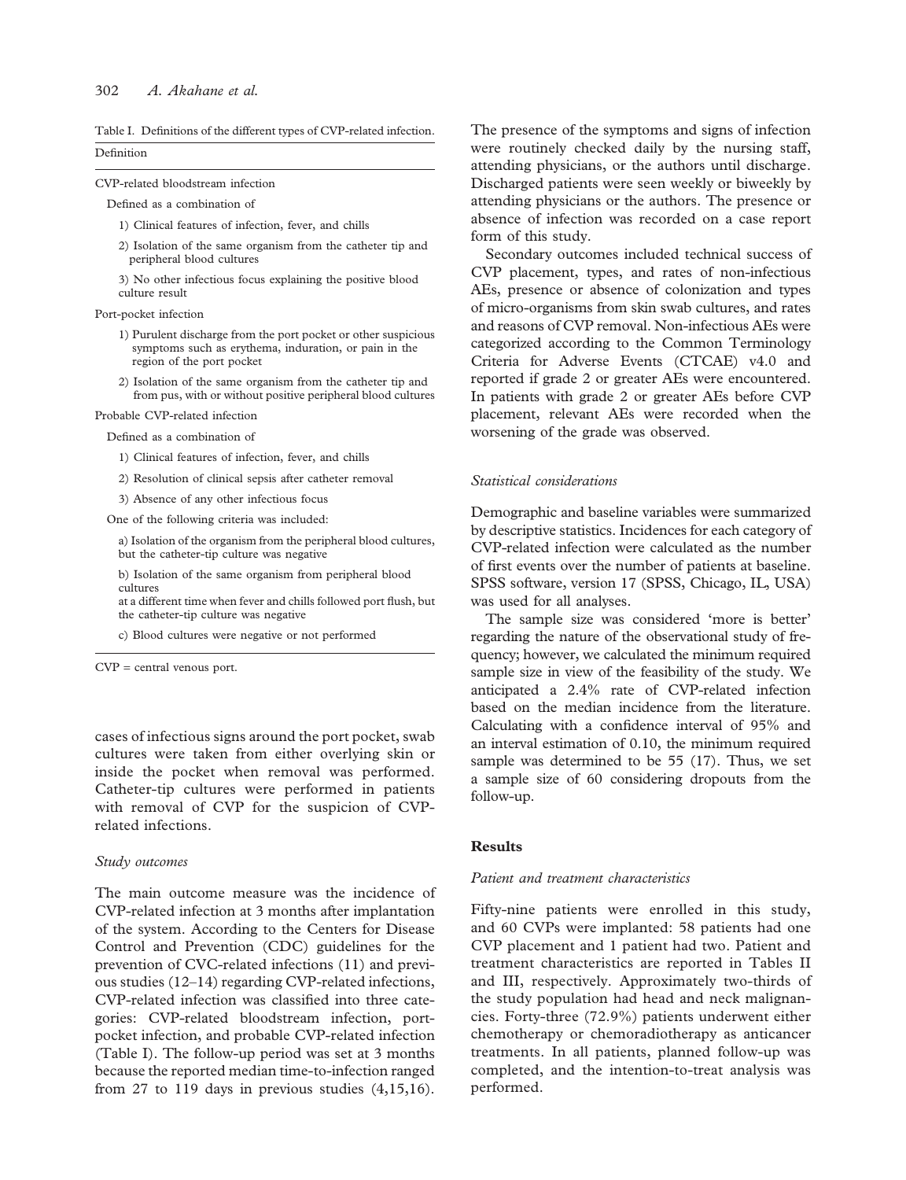Table I. Definitions of the different types of CVP-related infection.

| Definition |
|---|
| CVP-related bloodstream infection |
| Defined as a combination of |
| 1) Clinical features of infection, fever, and chills |
| 2) Isolation of the same organism from the catheter tip and peripheral blood cultures |
| 3) No other infectious focus explaining the positive blood culture result |
| Port-pocket infection |
| 1) Purulent discharge from the port pocket or other suspicious symptoms such as erythema, induration, or pain in the region of the port pocket |
| 2) Isolation of the same organism from the catheter tip and from pus, with or without positive peripheral blood cultures |
| Probable CVP-related infection |
| Defined as a combination of |
| 1) Clinical features of infection, fever, and chills |
| 2) Resolution of clinical sepsis after catheter removal |
| 3) Absence of any other infectious focus |
| One of the following criteria was included: |
| a) Isolation of the organism from the peripheral blood cultures, but the catheter-tip culture was negative |
| b) Isolation of the same organism from peripheral blood cultures at a different time when fever and chills followed port flush, but the catheter-tip culture was negative |
| c) Blood cultures were negative or not performed |

CVP = central venous port.

cases of infectious signs around the port pocket, swab cultures were taken from either overlying skin or inside the pocket when removal was performed. Catheter-tip cultures were performed in patients with removal of CVP for the suspicion of CVP-related infections.

### *Study outcomes*

The main outcome measure was the incidence of CVP-related infection at 3 months after implantation of the system. According to the Centers for Disease Control and Prevention (CDC) guidelines for the prevention of CVC-related infections (11) and previous studies (12–14) regarding CVP-related infections, CVP-related infection was classified into three categories: CVP-related bloodstream infection, port-pocket infection, and probable CVP-related infection (Table I). The follow-up period was set at 3 months because the reported median time-to-infection ranged from 27 to 119 days in previous studies (4,15,16). The presence of the symptoms and signs of infection were routinely checked daily by the nursing staff, attending physicians, or the authors until discharge. Discharged patients were seen weekly or biweekly by attending physicians or the authors. The presence or absence of infection was recorded on a case report form of this study.

Secondary outcomes included technical success of CVP placement, types, and rates of non-infectious AEs, presence or absence of colonization and types of micro-organisms from skin swab cultures, and rates and reasons of CVP removal. Non-infectious AEs were categorized according to the Common Terminology Criteria for Adverse Events (CTCAE) v4.0 and reported if grade 2 or greater AEs were encountered. In patients with grade 2 or greater AEs before CVP placement, relevant AEs were recorded when the worsening of the grade was observed.

### *Statistical considerations*

Demographic and baseline variables were summarized by descriptive statistics. Incidences for each category of CVP-related infection were calculated as the number of first events over the number of patients at baseline. SPSS software, version 17 (SPSS, Chicago, IL, USA) was used for all analyses.

The sample size was considered 'more is better' regarding the nature of the observational study of frequency; however, we calculated the minimum required sample size in view of the feasibility of the study. We anticipated a 2.4% rate of CVP-related infection based on the median incidence from the literature. Calculating with a confidence interval of 95% and an interval estimation of 0.10, the minimum required sample was determined to be 55 (17). Thus, we set a sample size of 60 considering dropouts from the follow-up.

## Results

### *Patient and treatment characteristics*

Fifty-nine patients were enrolled in this study, and 60 CVPs were implanted: 58 patients had one CVP placement and 1 patient had two. Patient and treatment characteristics are reported in Tables II and III, respectively. Approximately two-thirds of the study population had head and neck malignancies. Forty-three (72.9%) patients underwent either chemotherapy or chemoradiotherapy as anticancer treatments. In all patients, planned follow-up was completed, and the intention-to-treat analysis was performed.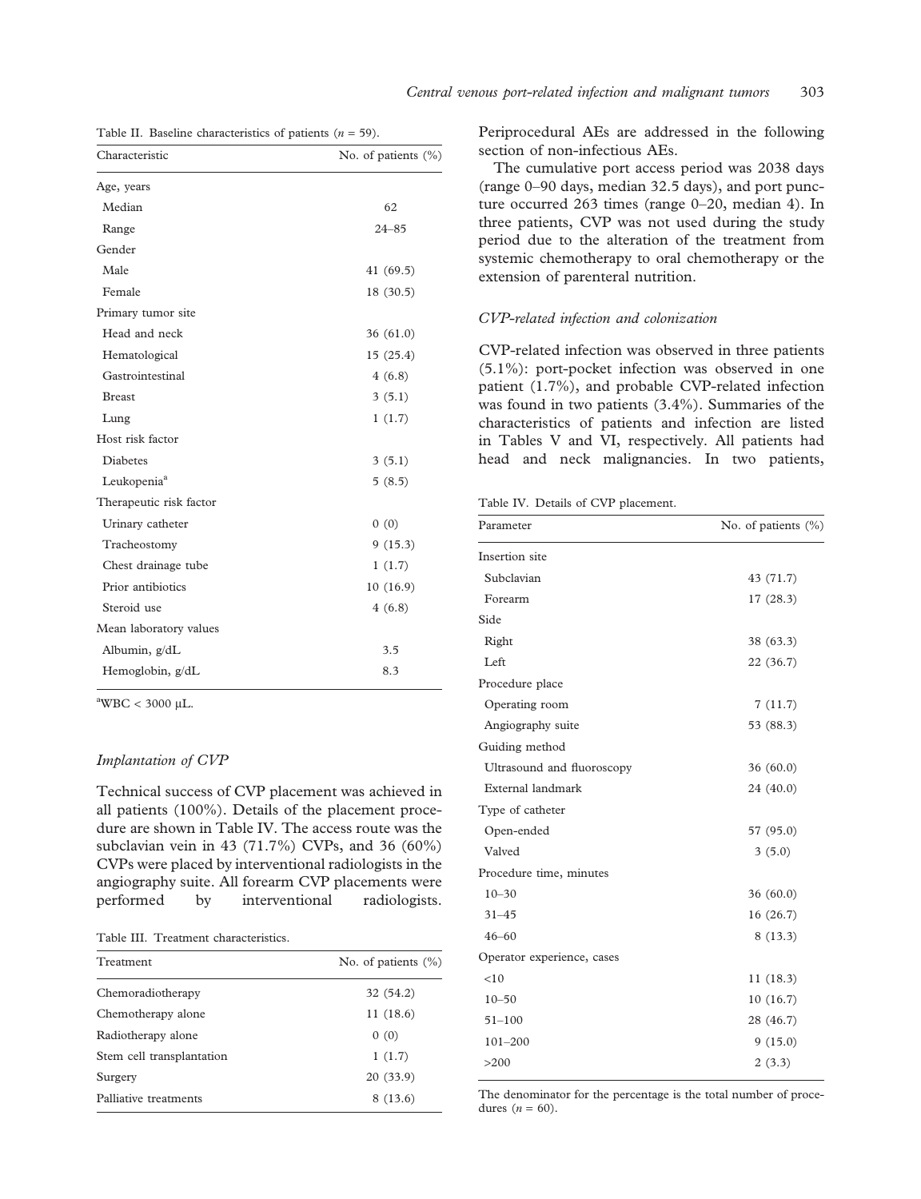Table II. Baseline characteristics of patients ($n = 59$).

| Characteristic | No. of patients (%) |
|---|---|
| Age, years | |
| Median | 62 |
| Range | 24–85 |
| Gender | |
| Male | 41 (69.5) |
| Female | 18 (30.5) |
| Primary tumor site | |
| Head and neck | 36 (61.0) |
| Hematological | 15 (25.4) |
| Gastrointestinal | 4 (6.8) |
| Breast | 3 (5.1) |
| Lung | 1 (1.7) |
| Host risk factor | |
| Diabetes | 3 (5.1) |
| Leukopenia[a] | 5 (8.5) |
| Therapeutic risk factor | |
| Urinary catheter | 0 (0) |
| Tracheostomy | 9 (15.3) |
| Chest drainage tube | 1 (1.7) |
| Prior antibiotics | 10 (16.9) |
| Steroid use | 4 (6.8) |
| Mean laboratory values | |
| Albumin, g/dL | 3.5 |
| Hemoglobin, g/dL | 8.3 |

[a]WBC < 3000 μL.

### *Implantation of CVP*

Technical success of CVP placement was achieved in all patients (100%). Details of the placement procedure are shown in Table IV. The access route was the subclavian vein in 43 (71.7%) CVPs, and 36 (60%) CVPs were placed by interventional radiologists in the angiography suite. All forearm CVP placements were performed by interventional radiologists. Periprocedural AEs are addressed in the following section of non-infectious AEs.

The cumulative port access period was 2038 days (range 0–90 days, median 32.5 days), and port puncture occurred 263 times (range 0–20, median 4). In three patients, CVP was not used during the study period due to the alteration of the treatment from systemic chemotherapy to oral chemotherapy or the extension of parenteral nutrition.

Table III. Treatment characteristics.

| Treatment | No. of patients (%) |
|---|---|
| Chemoradiotherapy | 32 (54.2) |
| Chemotherapy alone | 11 (18.6) |
| Radiotherapy alone | 0 (0) |
| Stem cell transplantation | 1 (1.7) |
| Surgery | 20 (33.9) |
| Palliative treatments | 8 (13.6) |

### *CVP-related infection and colonization*

CVP-related infection was observed in three patients (5.1%): port-pocket infection was observed in one patient (1.7%), and probable CVP-related infection was found in two patients (3.4%). Summaries of the characteristics of patients and infection are listed in Tables V and VI, respectively. All patients had head and neck malignancies. In two patients,

Table IV. Details of CVP placement.

| Parameter | No. of patients (%) |
|---|---|
| Insertion site | |
| Subclavian | 43 (71.7) |
| Forearm | 17 (28.3) |
| Side | |
| Right | 38 (63.3) |
| Left | 22 (36.7) |
| Procedure place | |
| Operating room | 7 (11.7) |
| Angiography suite | 53 (88.3) |
| Guiding method | |
| Ultrasound and fluoroscopy | 36 (60.0) |
| External landmark | 24 (40.0) |
| Type of catheter | |
| Open-ended | 57 (95.0) |
| Valved | 3 (5.0) |
| Procedure time, minutes | |
| 10–30 | 36 (60.0) |
| 31–45 | 16 (26.7) |
| 46–60 | 8 (13.3) |
| Operator experience, cases | |
| <10 | 11 (18.3) |
| 10–50 | 10 (16.7) |
| 51–100 | 28 (46.7) |
| 101–200 | 9 (15.0) |
| >200 | 2 (3.3) |

The denominator for the percentage is the total number of procedures ($n = 60$).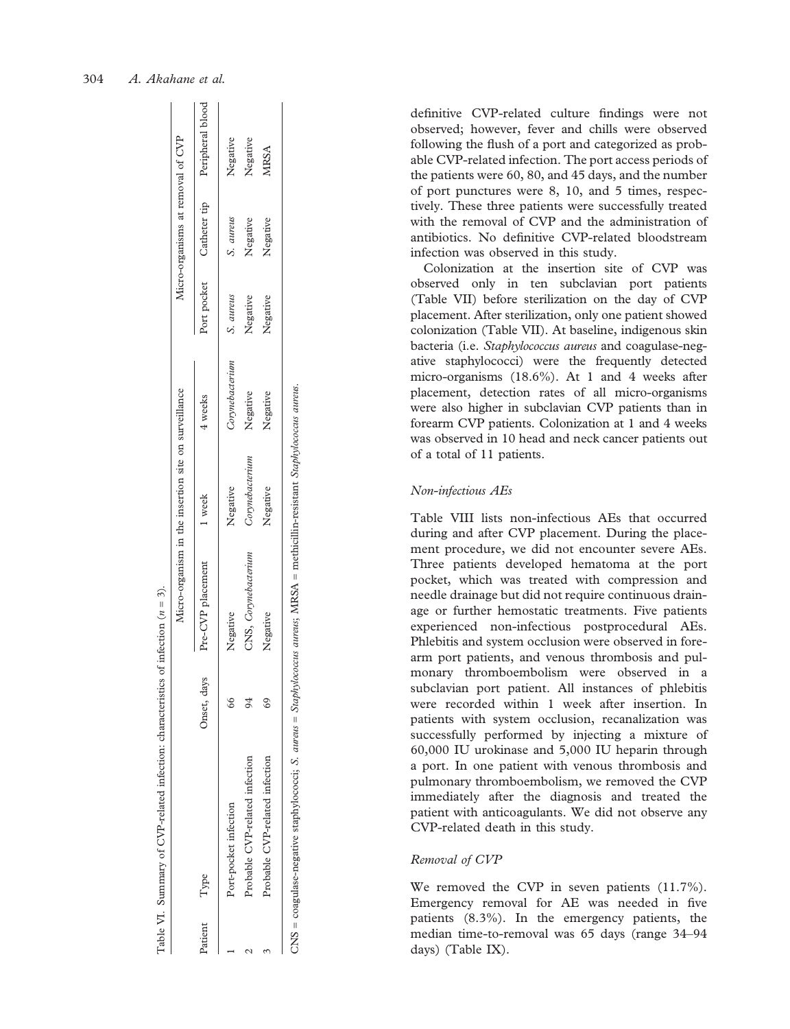Table VI. Summary of CVP-related infection: characteristics of infection ($n = 3$).

| Patient | Type | Onset, days | Micro-organism in the insertion site on surveillance | | | Micro-organisms at removal of CVP | | |
|---|---|---|---|---|---|---|---|---|
| | | | Pre-CVP placement | 1 week | 4 weeks | Port pocket | Catheter tip | Peripheral blood |
| 1 | Port-pocket infection | 66 | Negative | Negative | *Corynebacterium* | *S. aureus* | *S. aureus* | Negative |
| 2 | Probable CVP-related infection | 94 | CNS, *Corynebacterium* | *Corynebacterium* | Negative | Negative | Negative | Negative |
| 3 | Probable CVP-related infection | 69 | Negative | Negative | Negative | Negative | Negative | MRSA |

CNS = coagulase-negative staphylococci; *S. aureus* = *Staphylococcus aureus*; MRSA = methicillin-resistant *Staphylococcus aureus*.

definitive CVP-related culture findings were not observed; however, fever and chills were observed following the flush of a port and categorized as probable CVP-related infection. The port access periods of the patients were 60, 80, and 45 days, and the number of port punctures were 8, 10, and 5 times, respectively. These three patients were successfully treated with the removal of CVP and the administration of antibiotics. No definitive CVP-related bloodstream infection was observed in this study.

Colonization at the insertion site of CVP was observed only in ten subclavian port patients (Table VII) before sterilization on the day of CVP placement. After sterilization, only one patient showed colonization (Table VII). At baseline, indigenous skin bacteria (i.e. *Staphylococcus aureus* and coagulase-negative staphylococci) were the frequently detected micro-organisms (18.6%). At 1 and 4 weeks after placement, detection rates of all micro-organisms were also higher in subclavian CVP patients than in forearm CVP patients. Colonization at 1 and 4 weeks was observed in 10 head and neck cancer patients out of a total of 11 patients.

### *Non-infectious AEs*

Table VIII lists non-infectious AEs that occurred during and after CVP placement. During the placement procedure, we did not encounter severe AEs. Three patients developed hematoma at the port pocket, which was treated with compression and needle drainage but did not require continuous drainage or further hemostatic treatments. Five patients experienced non-infectious postprocedural AEs. Phlebitis and system occlusion were observed in forearm port patients, and venous thrombosis and pulmonary thromboembolism were observed in a subclavian port patient. All instances of phlebitis were recorded within 1 week after insertion. In patients with system occlusion, recanalization was successfully performed by injecting a mixture of 60,000 IU urokinase and 5,000 IU heparin through a port. In one patient with venous thrombosis and pulmonary thromboembolism, we removed the CVP immediately after the diagnosis and treated the patient with anticoagulants. We did not observe any CVP-related death in this study.

### *Removal of CVP*

We removed the CVP in seven patients (11.7%). Emergency removal for AE was needed in five patients (8.3%). In the emergency patients, the median time-to-removal was 65 days (range 34–94 days) (Table IX).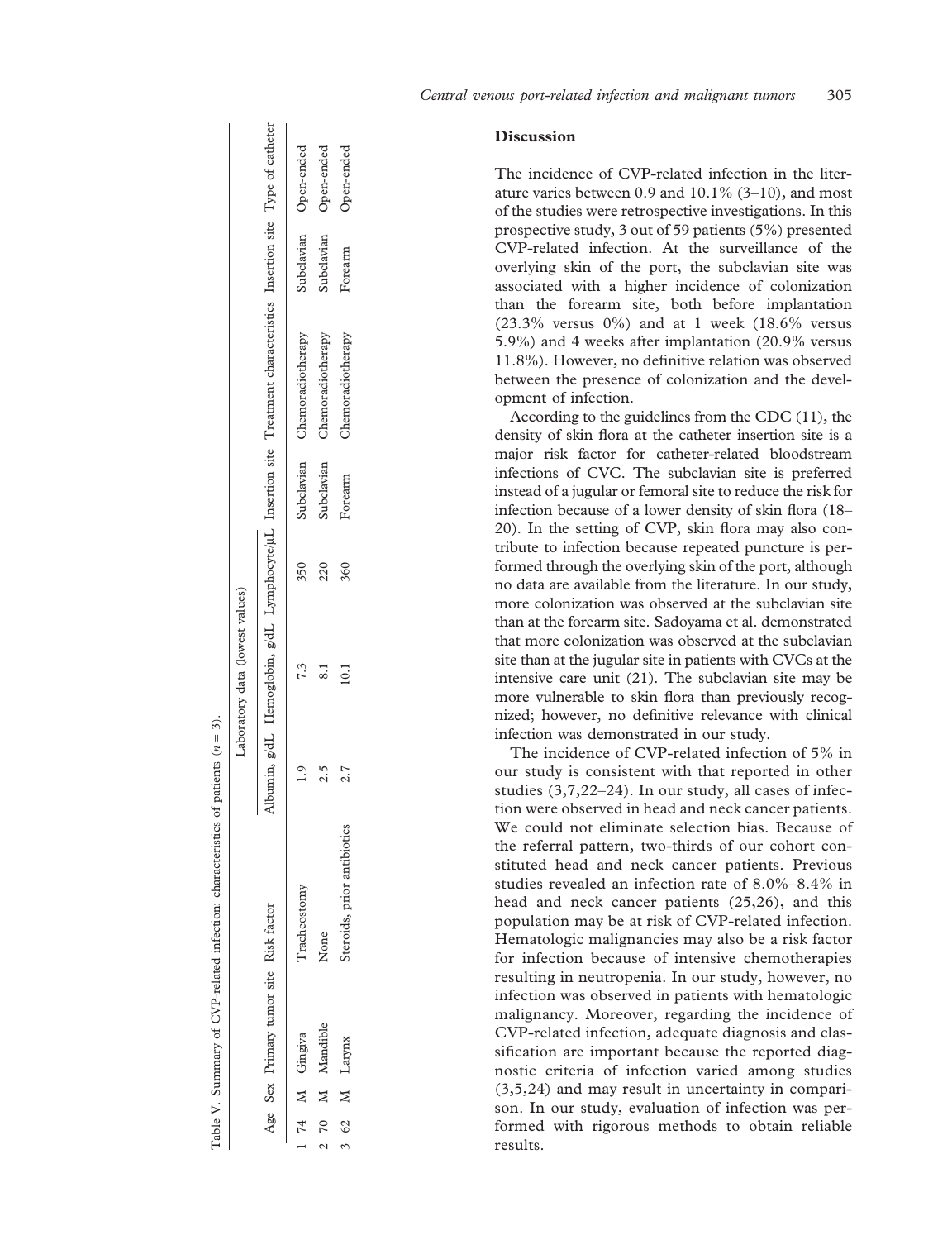Table V. Summary of CVP-related infection: characteristics of patients ($n = 3$).

| | Age | Sex | Primary tumor site | Risk factor | Laboratory data (lowest values) | | | Insertion site | Treatment characteristics | Insertion site | Type of catheter |
|---|---|---|---|---|---|---|---|---|---|---|---|
| | | | | | Albumin, g/dL | Hemoglobin, g/dL | Lymphocyte/μL | | | | |
| 1 | 74 | M | Gingiva | Tracheostomy | 1.9 | 7.3 | 350 | Subclavian | Chemoradiotherapy | Subclavian | Open-ended |
| 2 | 70 | M | Mandible | None | 2.5 | 8.1 | 220 | Subclavian | Chemoradiotherapy | Subclavian | Open-ended |
| 3 | 62 | M | Larynx | Steroids, prior antibiotics | 2.7 | 10.1 | 360 | Forearm | Chemoradiotherapy | Forearm | Open-ended |

## Discussion

The incidence of CVP-related infection in the literature varies between 0.9 and 10.1% (3–10), and most of the studies were retrospective investigations. In this prospective study, 3 out of 59 patients (5%) presented CVP-related infection. At the surveillance of the overlying skin of the port, the subclavian site was associated with a higher incidence of colonization than the forearm site, both before implantation (23.3% versus 0%) and at 1 week (18.6% versus 5.9%) and 4 weeks after implantation (20.9% versus 11.8%). However, no definitive relation was observed between the presence of colonization and the development of infection.

According to the guidelines from the CDC (11), the density of skin flora at the catheter insertion site is a major risk factor for catheter-related bloodstream infections of CVC. The subclavian site is preferred instead of a jugular or femoral site to reduce the risk for infection because of a lower density of skin flora (18–20). In the setting of CVP, skin flora may also contribute to infection because repeated puncture is performed through the overlying skin of the port, although no data are available from the literature. In our study, more colonization was observed at the subclavian site than at the forearm site. Sadoyama et al. demonstrated that more colonization was observed at the subclavian site than at the jugular site in patients with CVCs at the intensive care unit (21). The subclavian site may be more vulnerable to skin flora than previously recognized; however, no definitive relevance with clinical infection was demonstrated in our study.

The incidence of CVP-related infection of 5% in our study is consistent with that reported in other studies (3,7,22–24). In our study, all cases of infection were observed in head and neck cancer patients. We could not eliminate selection bias. Because of the referral pattern, two-thirds of our cohort constituted head and neck cancer patients. Previous studies revealed an infection rate of 8.0%–8.4% in head and neck cancer patients (25,26), and this population may be at risk of CVP-related infection. Hematologic malignancies may also be a risk factor for infection because of intensive chemotherapies resulting in neutropenia. In our study, however, no infection was observed in patients with hematologic malignancy. Moreover, regarding the incidence of CVP-related infection, adequate diagnosis and classification are important because the reported diagnostic criteria of infection varied among studies (3,5,24) and may result in uncertainty in comparison. In our study, evaluation of infection was performed with rigorous methods to obtain reliable results.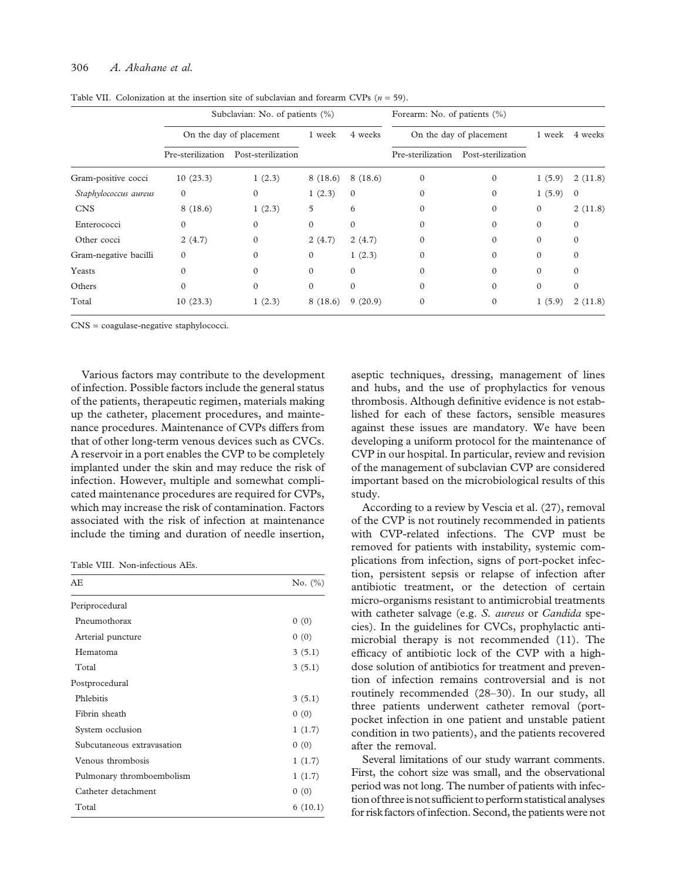Table VII. Colonization at the insertion site of subclavian and forearm CVPs (*n* = 59).

| | Subclavian: No. of patients (%) | | | | Forearm: No. of patients (%) | | | |
|---|---|---|---|---|---|---|---|---|
| | On the day of placement | | 1 week | 4 weeks | On the day of placement | | 1 week | 4 weeks |
| | Pre-sterilization | Post-sterilization | | | Pre-sterilization | Post-sterilization | | |
| Gram-positive cocci | 10 (23.3) | 1 (2.3) | 8 (18.6) | 8 (18.6) | 0 | 0 | 1 (5.9) | 2 (11.8) |
| *Staphylococcus aureus* | 0 | 0 | 1 (2.3) | 0 | 0 | 0 | 1 (5.9) | 0 |
| CNS | 8 (18.6) | 1 (2.3) | 5 | 6 | 0 | 0 | 0 | 2 (11.8) |
| Enterococci | 0 | 0 | 0 | 0 | 0 | 0 | 0 | 0 |
| Other cocci | 2 (4.7) | 0 | 2 (4.7) | 2 (4.7) | 0 | 0 | 0 | 0 |
| Gram-negative bacilli | 0 | 0 | 0 | 1 (2.3) | 0 | 0 | 0 | 0 |
| Yeasts | 0 | 0 | 0 | 0 | 0 | 0 | 0 | 0 |
| Others | 0 | 0 | 0 | 0 | 0 | 0 | 0 | 0 |
| Total | 10 (23.3) | 1 (2.3) | 8 (18.6) | 9 (20.9) | 0 | 0 | 1 (5.9) | 2 (11.8) |

CNS = coagulase-negative staphylococci.

Various factors may contribute to the development of infection. Possible factors include the general status of the patients, therapeutic regimen, materials making up the catheter, placement procedures, and maintenance procedures. Maintenance of CVPs differs from that of other long-term venous devices such as CVCs. A reservoir in a port enables the CVP to be completely implanted under the skin and may reduce the risk of infection. However, multiple and somewhat complicated maintenance procedures are required for CVPs, which may increase the risk of contamination. Factors associated with the risk of infection at maintenance include the timing and duration of needle insertion, aseptic techniques, dressing, management of lines and hubs, and the use of prophylactics for venous thrombosis. Although definitive evidence is not established for each of these factors, sensible measures against these issues are mandatory. We have been developing a uniform protocol for the maintenance of CVP in our hospital. In particular, review and revision of the management of subclavian CVP are considered important based on the microbiological results of this study.

Table VIII. Non-infectious AEs.

| AE | No. (%) |
|---|---|
| Periprocedural | |
| Pneumothorax | 0 (0) |
| Arterial puncture | 0 (0) |
| Hematoma | 3 (5.1) |
| Total | 3 (5.1) |
| Postprocedural | |
| Phlebitis | 3 (5.1) |
| Fibrin sheath | 0 (0) |
| System occlusion | 1 (1.7) |
| Subcutaneous extravasation | 0 (0) |
| Venous thrombosis | 1 (1.7) |
| Pulmonary thromboembolism | 1 (1.7) |
| Catheter detachment | 0 (0) |
| Total | 6 (10.1) |

According to a review by Vescia et al. (27), removal of the CVP is not routinely recommended in patients with CVP-related infections. The CVP must be removed for patients with instability, systemic complications from infection, signs of port-pocket infection, persistent sepsis or relapse of infection after antibiotic treatment, or the detection of certain micro-organisms resistant to antimicrobial treatments with catheter salvage (e.g. *S. aureus* or *Candida* species). In the guidelines for CVCs, prophylactic antimicrobial therapy is not recommended (11). The efficacy of antibiotic lock of the CVP with a high-dose solution of antibiotics for treatment and prevention of infection remains controversial and is not routinely recommended (28–30). In our study, all three patients underwent catheter removal (port-pocket infection in one patient and unstable patient condition in two patients), and the patients recovered after the removal.

Several limitations of our study warrant comments. First, the cohort size was small, and the observational period was not long. The number of patients with infection of three is not sufficient to perform statistical analyses for risk factors of infection. Second, the patients were not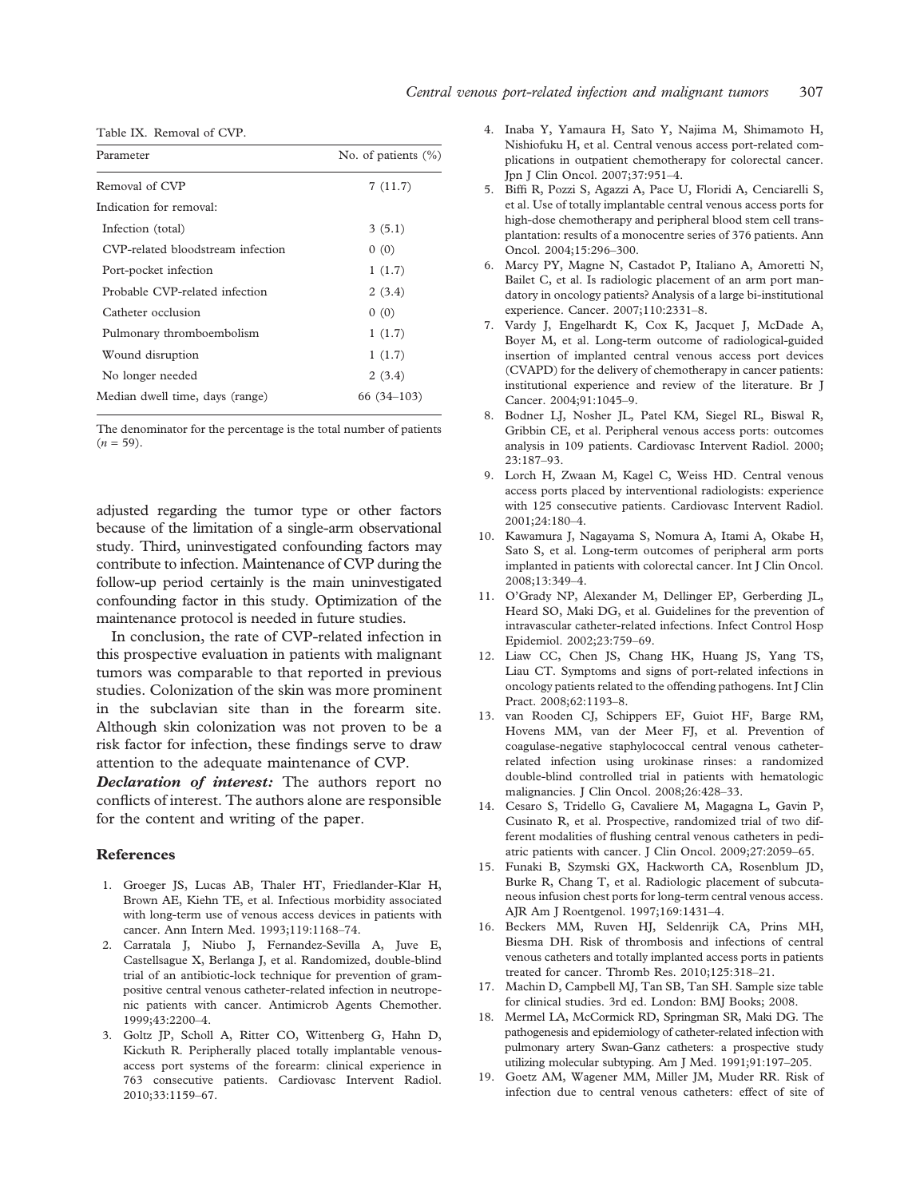Table IX. Removal of CVP.

| Parameter | No. of patients (%) |
|---|---|
| Removal of CVP | 7 (11.7) |
| Indication for removal: | |
| Infection (total) | 3 (5.1) |
| CVP-related bloodstream infection | 0 (0) |
| Port-pocket infection | 1 (1.7) |
| Probable CVP-related infection | 2 (3.4) |
| Catheter occlusion | 0 (0) |
| Pulmonary thromboembolism | 1 (1.7) |
| Wound disruption | 1 (1.7) |
| No longer needed | 2 (3.4) |
| Median dwell time, days (range) | 66 (34–103) |

The denominator for the percentage is the total number of patients ($n$ = 59).

adjusted regarding the tumor type or other factors because of the limitation of a single-arm observational study. Third, uninvestigated confounding factors may contribute to infection. Maintenance of CVP during the follow-up period certainly is the main uninvestigated confounding factor in this study. Optimization of the maintenance protocol is needed in future studies.

In conclusion, the rate of CVP-related infection in this prospective evaluation in patients with malignant tumors was comparable to that reported in previous studies. Colonization of the skin was more prominent in the subclavian site than in the forearm site. Although skin colonization was not proven to be a risk factor for infection, these findings serve to draw attention to the adequate maintenance of CVP.

***Declaration of interest:*** The authors report no conflicts of interest. The authors alone are responsible for the content and writing of the paper.

## References

1. Groeger JS, Lucas AB, Thaler HT, Friedlander-Klar H, Brown AE, Kiehn TE, et al. Infectious morbidity associated with long-term use of venous access devices in patients with cancer. Ann Intern Med. 1993;119:1168–74.
2. Carratala J, Niubo J, Fernandez-Sevilla A, Juve E, Castellsague X, Berlanga J, et al. Randomized, double-blind trial of an antibiotic-lock technique for prevention of gram-positive central venous catheter-related infection in neutropenic patients with cancer. Antimicrob Agents Chemother. 1999;43:2200–4.
3. Goltz JP, Scholl A, Ritter CO, Wittenberg G, Hahn D, Kickuth R. Peripherally placed totally implantable venous-access port systems of the forearm: clinical experience in 763 consecutive patients. Cardiovasc Intervent Radiol. 2010;33:1159–67.
4. Inaba Y, Yamaura H, Sato Y, Najima M, Shimamoto H, Nishiofuku H, et al. Central venous access port-related complications in outpatient chemotherapy for colorectal cancer. Jpn J Clin Oncol. 2007;37:951–4.
5. Biffi R, Pozzi S, Agazzi A, Pace U, Floridi A, Cenciarelli S, et al. Use of totally implantable central venous access ports for high-dose chemotherapy and peripheral blood stem cell transplantation: results of a monocentre series of 376 patients. Ann Oncol. 2004;15:296–300.
6. Marcy PY, Magne N, Castadot P, Italiano A, Amoretti N, Bailet C, et al. Is radiologic placement of an arm port mandatory in oncology patients? Analysis of a large bi-institutional experience. Cancer. 2007;110:2331–8.
7. Vardy J, Engelhardt K, Cox K, Jacquet J, McDade A, Boyer M, et al. Long-term outcome of radiological-guided insertion of implanted central venous access port devices (CVAPD) for the delivery of chemotherapy in cancer patients: institutional experience and review of the literature. Br J Cancer. 2004;91:1045–9.
8. Bodner LJ, Nosher JL, Patel KM, Siegel RL, Biswal R, Gribbin CE, et al. Peripheral venous access ports: outcomes analysis in 109 patients. Cardiovasc Intervent Radiol. 2000;23:187–93.
9. Lorch H, Zwaan M, Kagel C, Weiss HD. Central venous access ports placed by interventional radiologists: experience with 125 consecutive patients. Cardiovasc Intervent Radiol. 2001;24:180–4.
10. Kawamura J, Nagayama S, Nomura A, Itami A, Okabe H, Sato S, et al. Long-term outcomes of peripheral arm ports implanted in patients with colorectal cancer. Int J Clin Oncol. 2008;13:349–4.
11. O'Grady NP, Alexander M, Dellinger EP, Gerberding JL, Heard SO, Maki DG, et al. Guidelines for the prevention of intravascular catheter-related infections. Infect Control Hosp Epidemiol. 2002;23:759–69.
12. Liaw CC, Chen JS, Chang HK, Huang JS, Yang TS, Liau CT. Symptoms and signs of port-related infections in oncology patients related to the offending pathogens. Int J Clin Pract. 2008;62:1193–8.
13. van Rooden CJ, Schippers EF, Guiot HF, Barge RM, Hovens MM, van der Meer FJ, et al. Prevention of coagulase-negative staphylococcal central venous catheter-related infection using urokinase rinses: a randomized double-blind controlled trial in patients with hematologic malignancies. J Clin Oncol. 2008;26:428–33.
14. Cesaro S, Tridello G, Cavaliere M, Magagna L, Gavin P, Cusinato R, et al. Prospective, randomized trial of two different modalities of flushing central venous catheters in pediatric patients with cancer. J Clin Oncol. 2009;27:2059–65.
15. Funaki B, Szymski GX, Hackworth CA, Rosenblum JD, Burke R, Chang T, et al. Radiologic placement of subcutaneous infusion chest ports for long-term central venous access. AJR Am J Roentgenol. 1997;169:1431–4.
16. Beckers MM, Ruven HJ, Seldenrijk CA, Prins MH, Biesma DH. Risk of thrombosis and infections of central venous catheters and totally implanted access ports in patients treated for cancer. Thromb Res. 2010;125:318–21.
17. Machin D, Campbell MJ, Tan SB, Tan SH. Sample size table for clinical studies. 3rd ed. London: BMJ Books; 2008.
18. Mermel LA, McCormick RD, Springman SR, Maki DG. The pathogenesis and epidemiology of catheter-related infection with pulmonary artery Swan-Ganz catheters: a prospective study utilizing molecular subtyping. Am J Med. 1991;91:197–205.
19. Goetz AM, Wagener MM, Miller JM, Muder RR. Risk of infection due to central venous catheters: effect of site of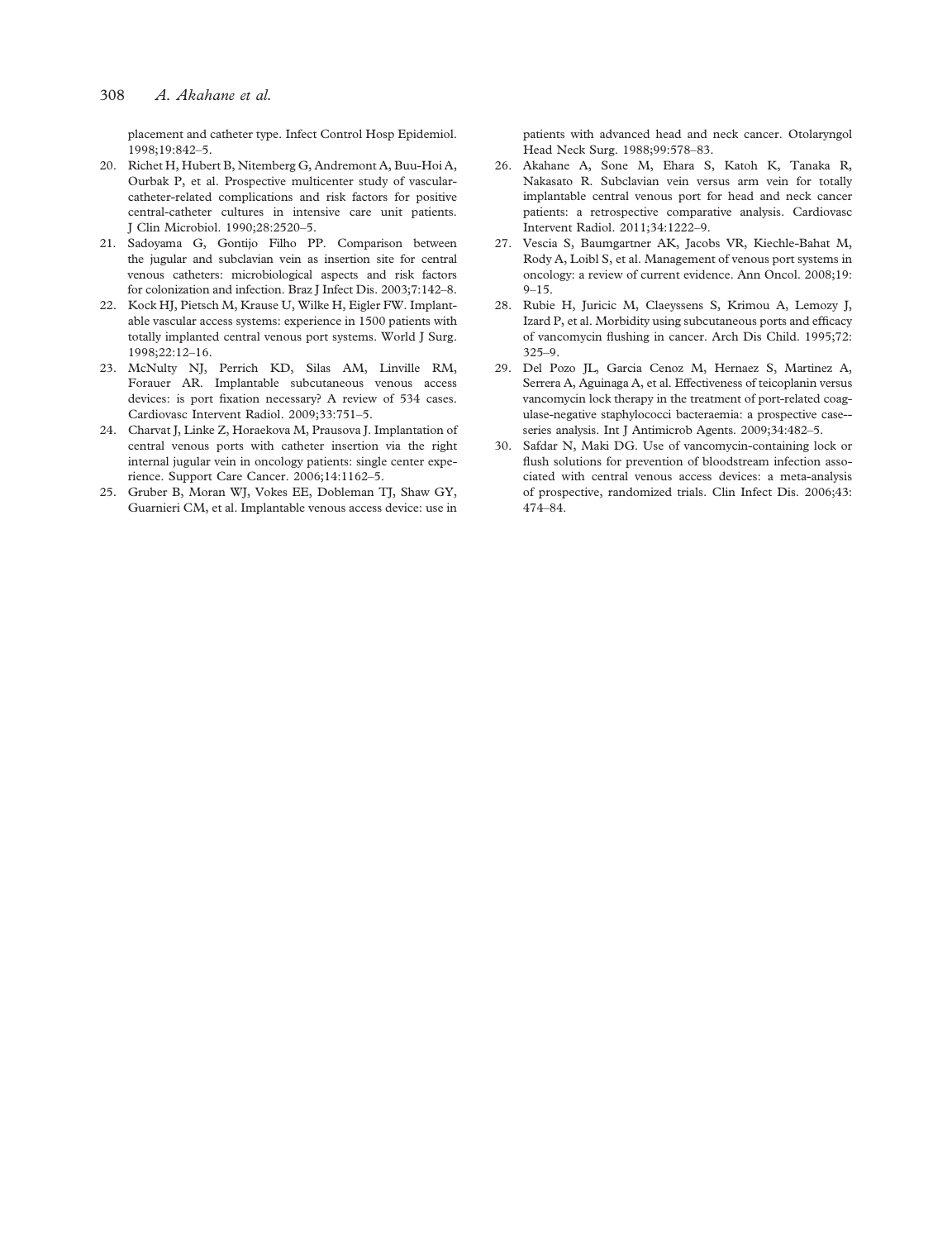placement and catheter type. Infect Control Hosp Epidemiol. 1998;19:842–5.

20. Richet H, Hubert B, Nitemberg G, Andremont A, Buu-Hoi A, Ourbak P, et al. Prospective multicenter study of vascular-catheter-related complications and risk factors for positive central-catheter cultures in intensive care unit patients. J Clin Microbiol. 1990;28:2520–5.
21. Sadoyama G, Gontijo Filho PP. Comparison between the jugular and subclavian vein as insertion site for central venous catheters: microbiological aspects and risk factors for colonization and infection. Braz J Infect Dis. 2003;7:142–8.
22. Kock HJ, Pietsch M, Krause U, Wilke H, Eigler FW. Implantable vascular access systems: experience in 1500 patients with totally implanted central venous port systems. World J Surg. 1998;22:12–16.
23. McNulty NJ, Perrich KD, Silas AM, Linville RM, Forauer AR. Implantable subcutaneous venous access devices: is port fixation necessary? A review of 534 cases. Cardiovasc Intervent Radiol. 2009;33:751–5.
24. Charvat J, Linke Z, Horaekova M, Prausova J. Implantation of central venous ports with catheter insertion via the right internal jugular vein in oncology patients: single center experience. Support Care Cancer. 2006;14:1162–5.
25. Gruber B, Moran WJ, Vokes EE, Dobleman TJ, Shaw GY, Guarnieri CM, et al. Implantable venous access device: use in patients with advanced head and neck cancer. Otolaryngol Head Neck Surg. 1988;99:578–83.
26. Akahane A, Sone M, Ehara S, Katoh K, Tanaka R, Nakasato R. Subclavian vein versus arm vein for totally implantable central venous port for head and neck cancer patients: a retrospective comparative analysis. Cardiovasc Intervent Radiol. 2011;34:1222–9.
27. Vescia S, Baumgartner AK, Jacobs VR, Kiechle-Bahat M, Rody A, Loibl S, et al. Management of venous port systems in oncology: a review of current evidence. Ann Oncol. 2008;19: 9–15.
28. Rubie H, Juricic M, Claeyssens S, Krimou A, Lemozy J, Izard P, et al. Morbidity using subcutaneous ports and efficacy of vancomycin flushing in cancer. Arch Dis Child. 1995;72: 325–9.
29. Del Pozo JL, Garcia Cenoz M, Hernaez S, Martinez A, Serrera A, Aguinaga A, et al. Effectiveness of teicoplanin versus vancomycin lock therapy in the treatment of port-related coagulase-negative staphylococci bacteraemia: a prospective case--series analysis. Int J Antimicrob Agents. 2009;34:482–5.
30. Safdar N, Maki DG. Use of vancomycin-containing lock or flush solutions for prevention of bloodstream infection associated with central venous access devices: a meta-analysis of prospective, randomized trials. Clin Infect Dis. 2006;43: 474–84.